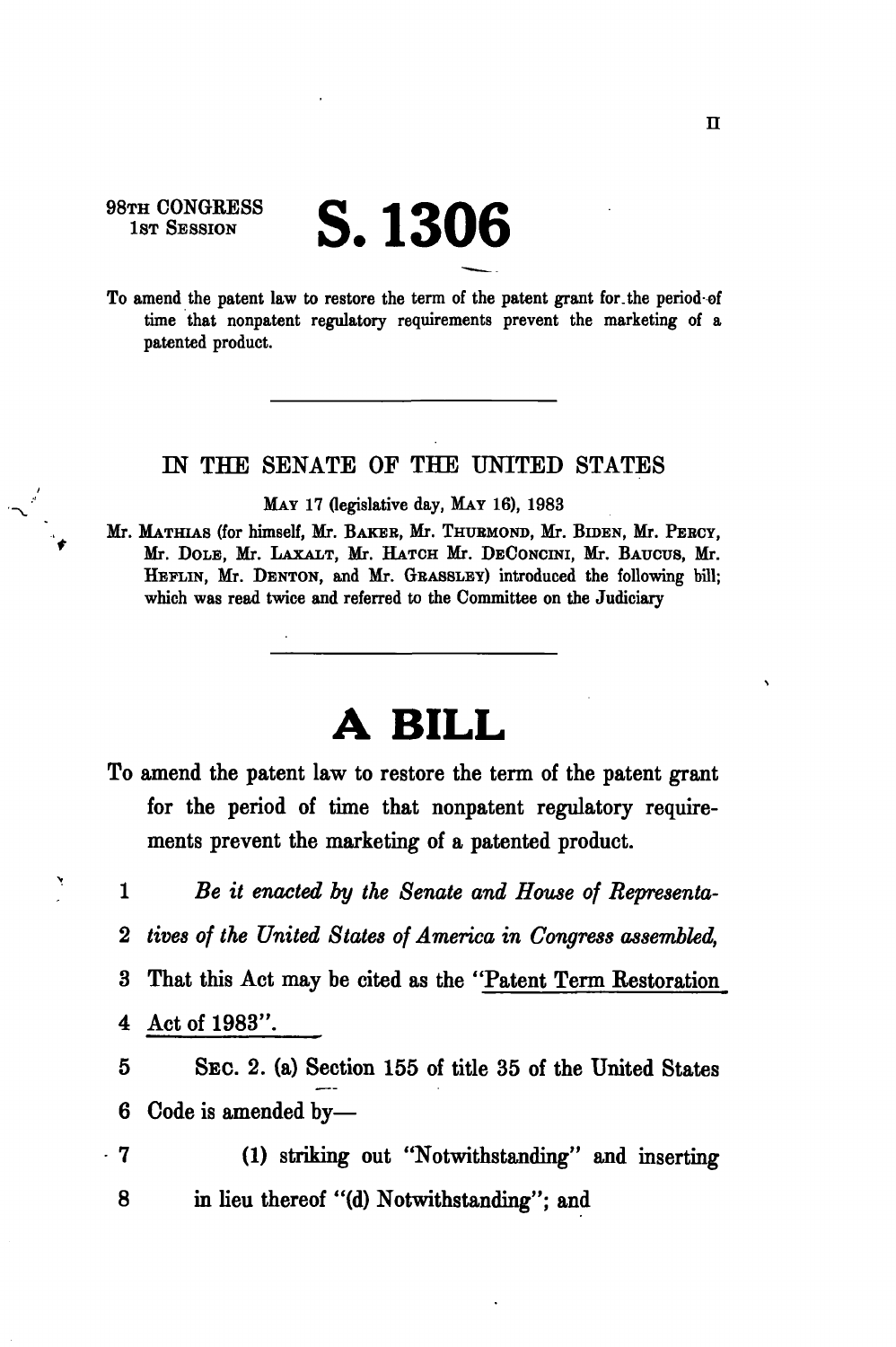98TH CONGRESS
1ST SESSION

# S. 1306

To amend the patent law to restore the term of the patent grant for the period of time that nonpatent regulatory requirements prevent the marketing of a patented product.

---

IN THE SENATE OF THE UNITED STATES

MAY 17 (legislative day, MAY 16), 1983

Mr. MATHIAS (for himself, Mr. BAKER, Mr. THURMOND, Mr. BIDEN, Mr. PERCY, Mr. DOLE, Mr. LAXALT, Mr. HATCH Mr. DECONCINI, Mr. BAUCUS, Mr. HEFLIN, Mr. DENTON, and Mr. GRASSLEY) introduced the following bill; which was read twice and referred to the Committee on the Judiciary

---

# A BILL

To amend the patent law to restore the term of the patent grant for the period of time that nonpatent regulatory requirements prevent the marketing of a patented product.

1 *Be it enacted by the Senate and House of Representa-*
2 *tives of the United States of America in Congress assembled,*
3 That this Act may be cited as the "Patent Term Restoration
4 Act of 1983".
5 SEC. 2. (a) Section 155 of title 35 of the United States
6 Code is amended by—
7 (1) striking out "Notwithstanding" and inserting
8 in lieu thereof "(d) Notwithstanding"; and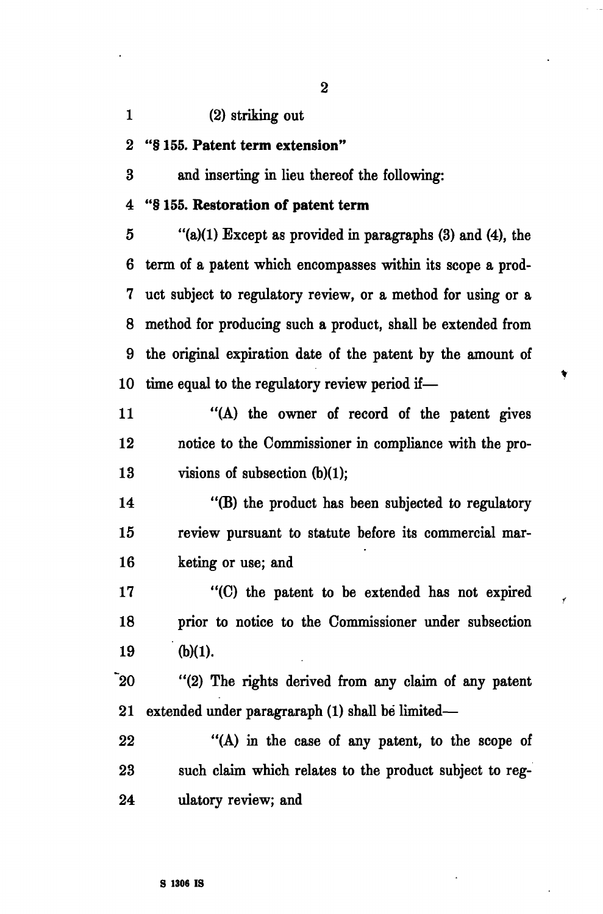(2) striking out

**"§ 155. Patent term extension"**

and inserting in lieu thereof the following:

**"§ 155. Restoration of patent term**

"(a)(1) Except as provided in paragraphs (3) and (4), the term of a patent which encompasses within its scope a product subject to regulatory review, or a method for using or a method for producing such a product, shall be extended from the original expiration date of the patent by the amount of time equal to the regulatory review period if—

"(A) the owner of record of the patent gives notice to the Commissioner in compliance with the provisions of subsection (b)(1);

"(B) the product has been subjected to regulatory review pursuant to statute before its commercial marketing or use; and

"(C) the patent to be extended has not expired prior to notice to the Commissioner under subsection (b)(1).

"(2) The rights derived from any claim of any patent extended under paragraraph (1) shall be limited—

"(A) in the case of any patent, to the scope of such claim which relates to the product subject to regulatory review; and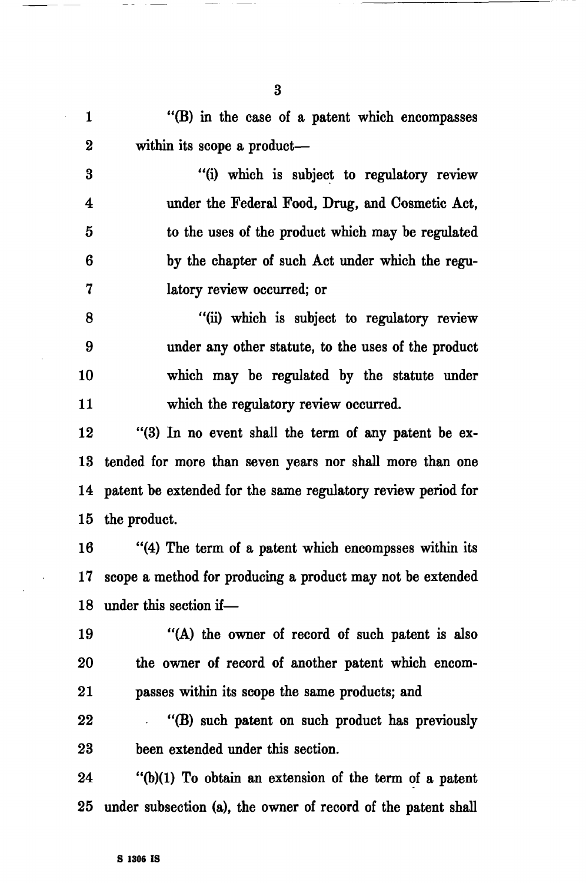"(B) in the case of a patent which encompasses within its scope a product—

"(i) which is subject to regulatory review under the Federal Food, Drug, and Cosmetic Act, to the uses of the product which may be regulated by the chapter of such Act under which the regulatory review occurred; or

"(ii) which is subject to regulatory review under any other statute, to the uses of the product which may be regulated by the statute under which the regulatory review occurred.

"(3) In no event shall the term of any patent be extended for more than seven years nor shall more than one patent be extended for the same regulatory review period for the product.

"(4) The term of a patent which encompsses within its scope a method for producing a product may not be extended under this section if—

"(A) the owner of record of such patent is also the owner of record of another patent which encompasses within its scope the same products; and

"(B) such patent on such product has previously been extended under this section.

"(b)(1) To obtain an extension of the term of a patent under subsection (a), the owner of record of the patent shall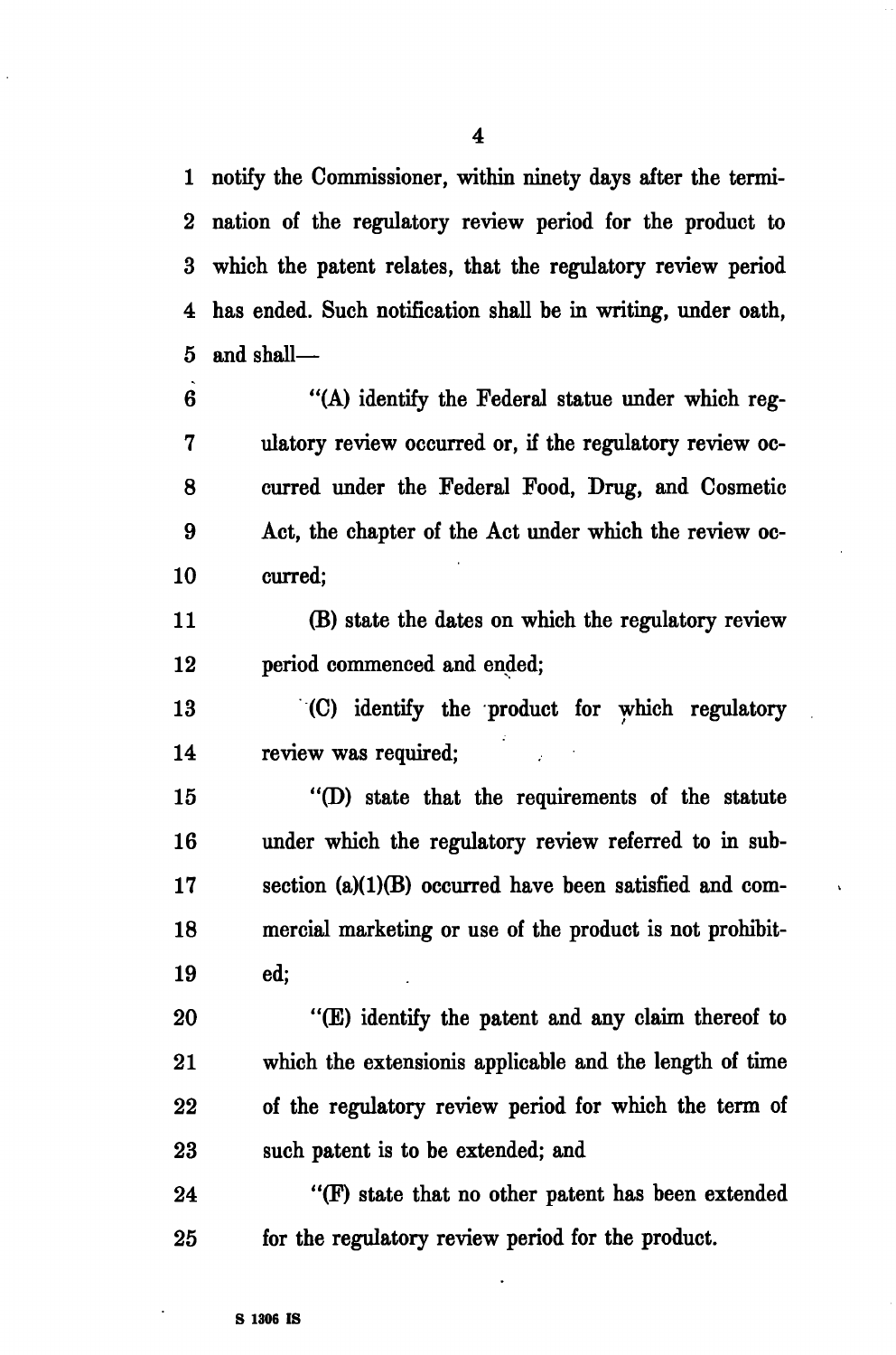notify the Commissioner, within ninety days after the termination of the regulatory review period for the product to which the patent relates, that the regulatory review period has ended. Such notification shall be in writing, under oath, and shall—

"(A) identify the Federal statue under which regulatory review occurred or, if the regulatory review occurred under the Federal Food, Drug, and Cosmetic Act, the chapter of the Act under which the review occurred;

(B) state the dates on which the regulatory review period commenced and ended;

(C) identify the product for which regulatory review was required;

"(D) state that the requirements of the statute under which the regulatory review referred to in subsection (a)(1)(B) occurred have been satisfied and commercial marketing or use of the product is not prohibited;

"(E) identify the patent and any claim thereof to which the extensionis applicable and the length of time of the regulatory review period for which the term of such patent is to be extended; and

"(F) state that no other patent has been extended for the regulatory review period for the product.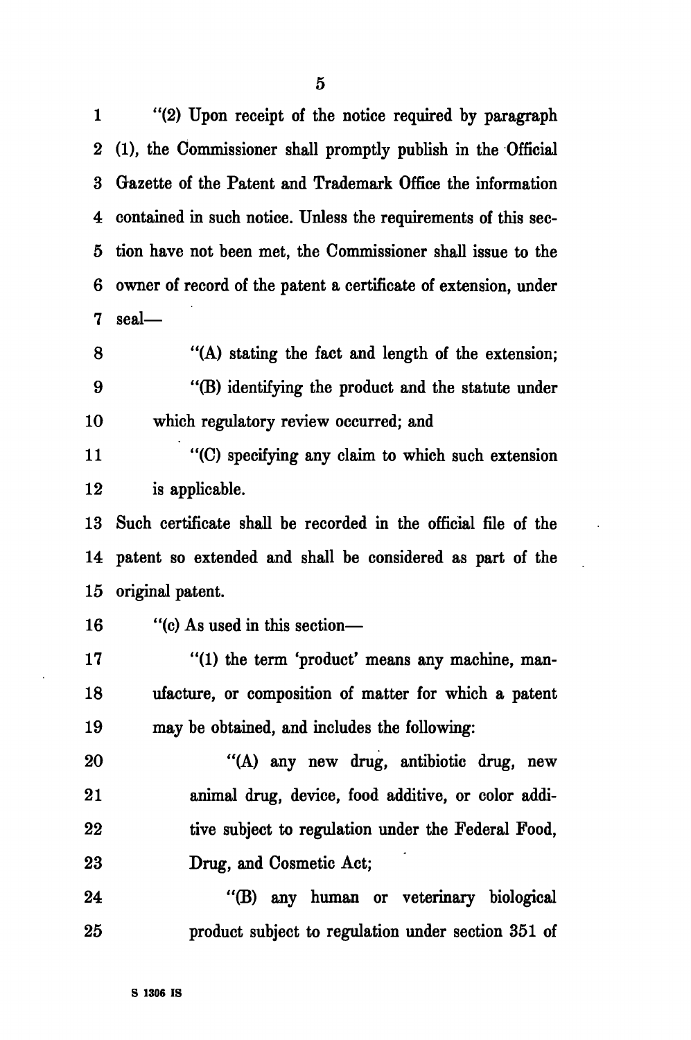"(2) Upon receipt of the notice required by paragraph (1), the Commissioner shall promptly publish in the Official Gazette of the Patent and Trademark Office the information contained in such notice. Unless the requirements of this section have not been met, the Commissioner shall issue to the owner of record of the patent a certificate of extension, under seal—

"(A) stating the fact and length of the extension;

"(B) identifying the product and the statute under which regulatory review occurred; and

"(C) specifying any claim to which such extension is applicable.

Such certificate shall be recorded in the official file of the patent so extended and shall be considered as part of the original patent.

"(c) As used in this section—

"(1) the term 'product' means any machine, manufacture, or composition of matter for which a patent may be obtained, and includes the following:

"(A) any new drug, antibiotic drug, new animal drug, device, food additive, or color additive subject to regulation under the Federal Food, Drug, and Cosmetic Act;

"(B) any human or veterinary biological product subject to regulation under section 351 of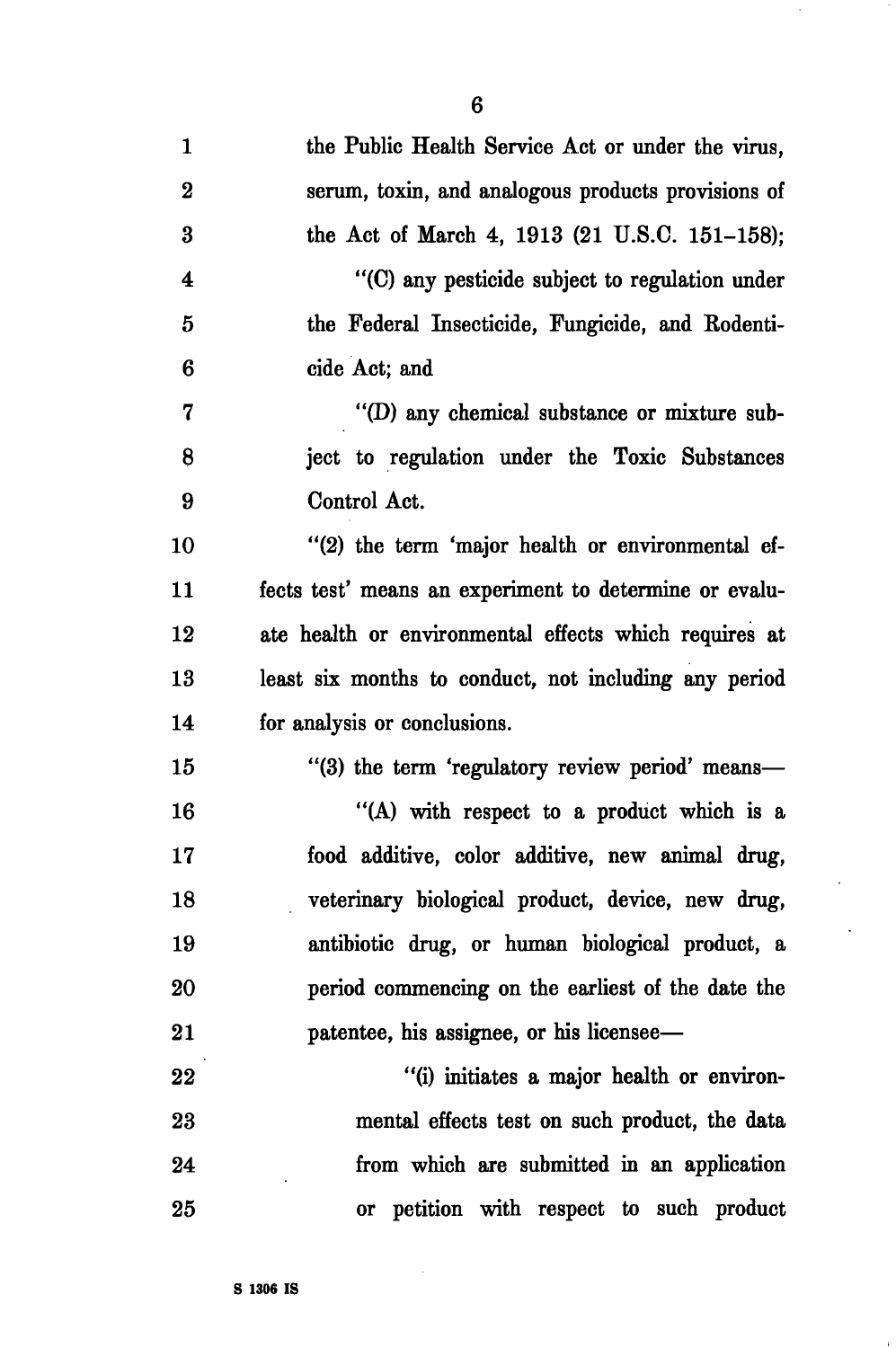the Public Health Service Act or under the virus, serum, toxin, and analogous products provisions of the Act of March 4, 1913 (21 U.S.C. 151–158);

"(C) any pesticide subject to regulation under the Federal Insecticide, Fungicide, and Rodenticide Act; and

"(D) any chemical substance or mixture subject to regulation under the Toxic Substances Control Act.

"(2) the term 'major health or environmental effects test' means an experiment to determine or evaluate health or environmental effects which requires at least six months to conduct, not including any period for analysis or conclusions.

"(3) the term 'regulatory review period' means—

"(A) with respect to a product which is a food additive, color additive, new animal drug, veterinary biological product, device, new drug, antibiotic drug, or human biological product, a period commencing on the earliest of the date the patentee, his assignee, or his licensee—

"(i) initiates a major health or environmental effects test on such product, the data from which are submitted in an application or petition with respect to such product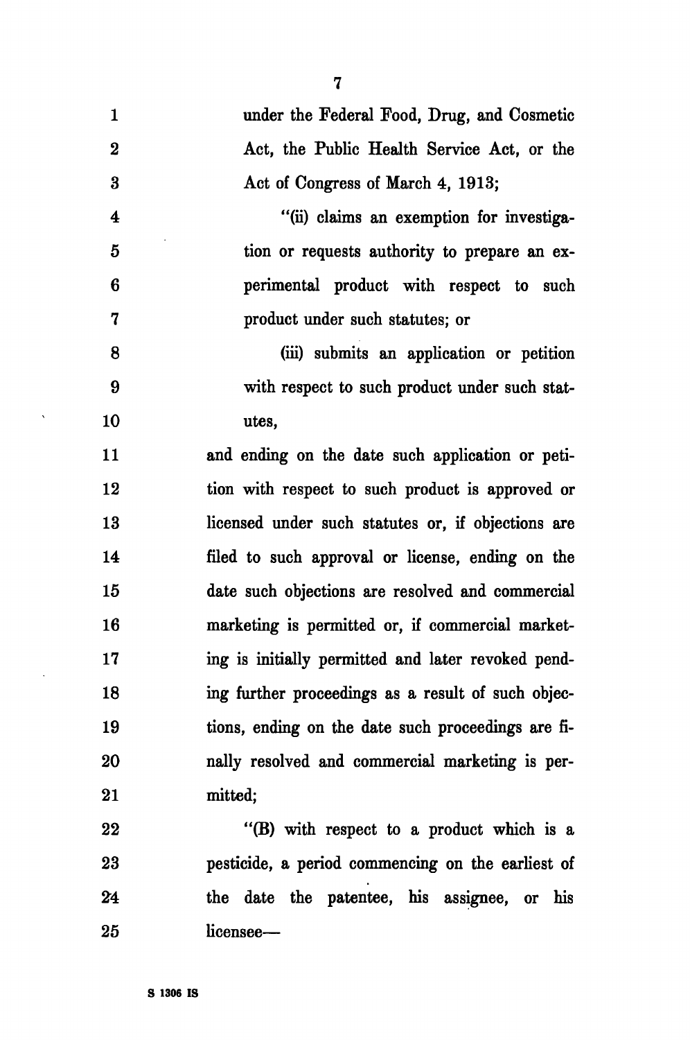under the Federal Food, Drug, and Cosmetic Act, the Public Health Service Act, or the Act of Congress of March 4, 1913;

"(ii) claims an exemption for investigation or requests authority to prepare an experimental product with respect to such product under such statutes; or

(iii) submits an application or petition with respect to such product under such statutes,

and ending on the date such application or petition with respect to such product is approved or licensed under such statutes or, if objections are filed to such approval or license, ending on the date such objections are resolved and commercial marketing is permitted or, if commercial marketing is initially permitted and later revoked pending further proceedings as a result of such objections, ending on the date such proceedings are finally resolved and commercial marketing is permitted;

"(B) with respect to a product which is a pesticide, a period commencing on the earliest of the date the patentee, his assignee, or his licensee—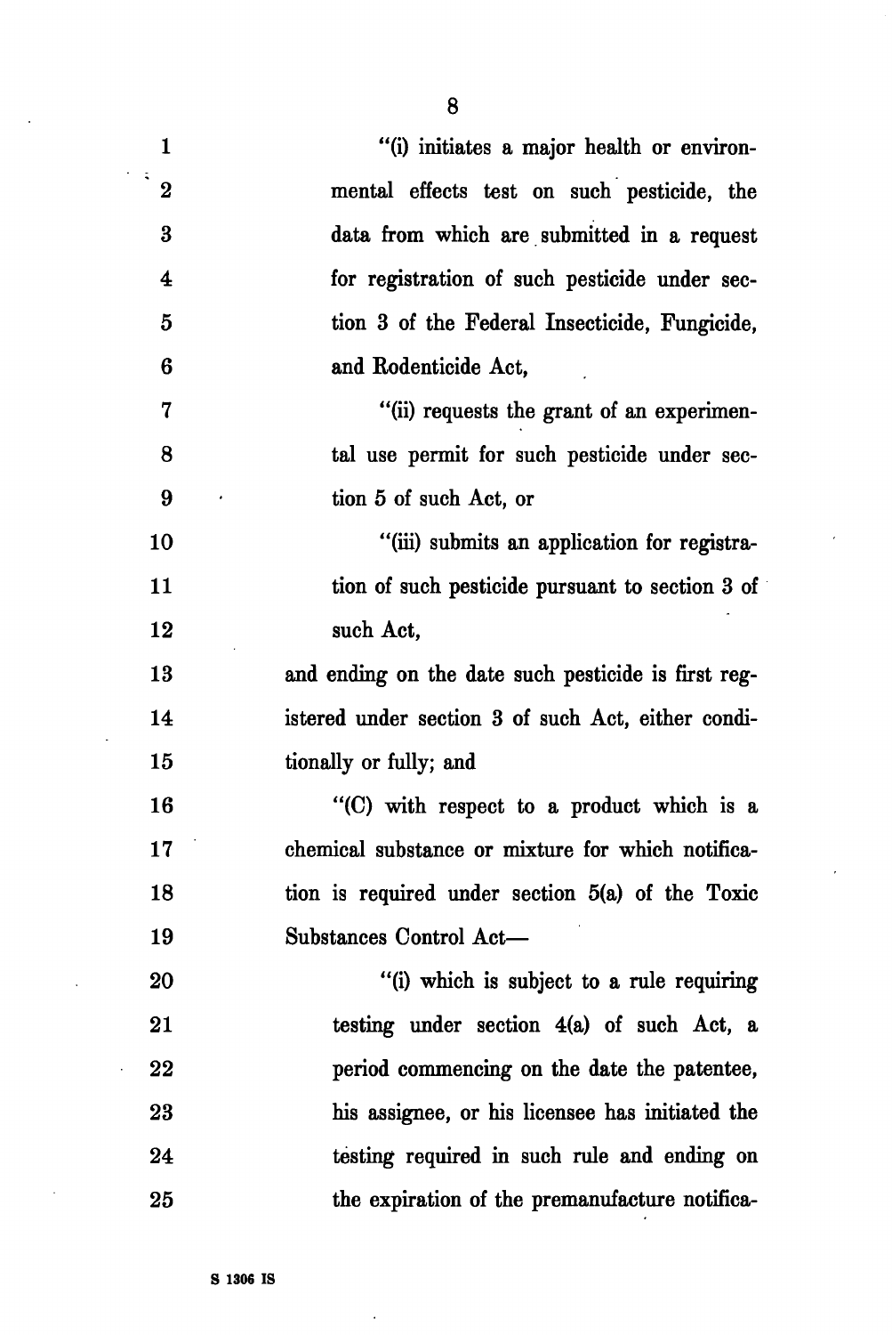"(i) initiates a major health or environmental effects test on such pesticide, the data from which are submitted in a request for registration of such pesticide under section 3 of the Federal Insecticide, Fungicide, and Rodenticide Act,

"(ii) requests the grant of an experimental use permit for such pesticide under section 5 of such Act, or

"(iii) submits an application for registration of such pesticide pursuant to section 3 of such Act,

and ending on the date such pesticide is first registered under section 3 of such Act, either conditionally or fully; and

"(C) with respect to a product which is a chemical substance or mixture for which notification is required under section 5(a) of the Toxic Substances Control Act—

"(i) which is subject to a rule requiring testing under section 4(a) of such Act, a period commencing on the date the patentee, his assignee, or his licensee has initiated the testing required in such rule and ending on the expiration of the premanufacture notifica-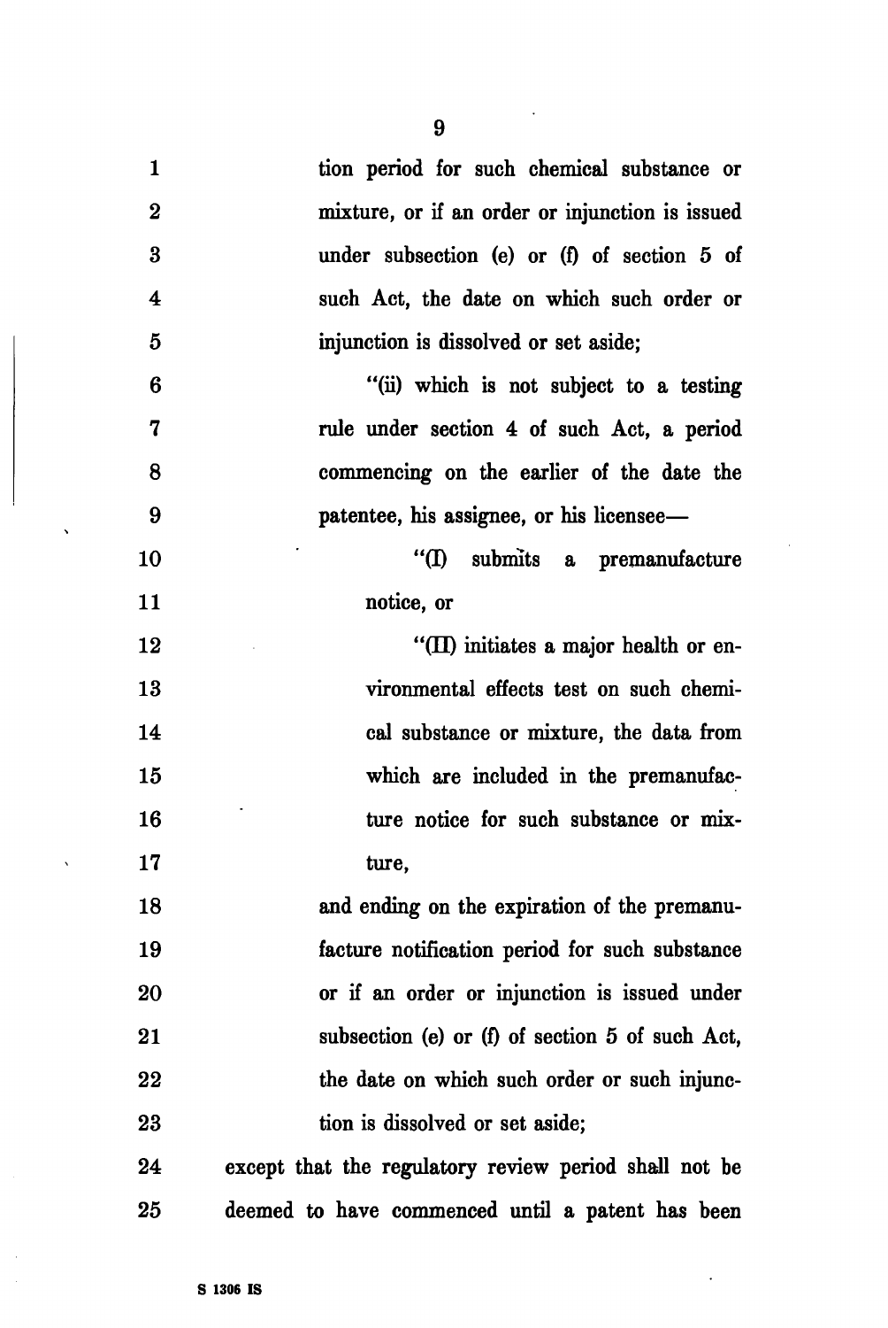tion period for such chemical substance or mixture, or if an order or injunction is issued under subsection (e) or (f) of section 5 of such Act, the date on which such order or injunction is dissolved or set aside;

"(ii) which is not subject to a testing rule under section 4 of such Act, a period commencing on the earlier of the date the patentee, his assignee, or his licensee—

"(I) submits a premanufacture notice, or

"(II) initiates a major health or environmental effects test on such chemical substance or mixture, the data from which are included in the premanufacture notice for such substance or mixture,

and ending on the expiration of the premanufacture notification period for such substance or if an order or injunction is issued under subsection (e) or (f) of section 5 of such Act, the date on which such order or such injunction is dissolved or set aside;

except that the regulatory review period shall not be deemed to have commenced until a patent has been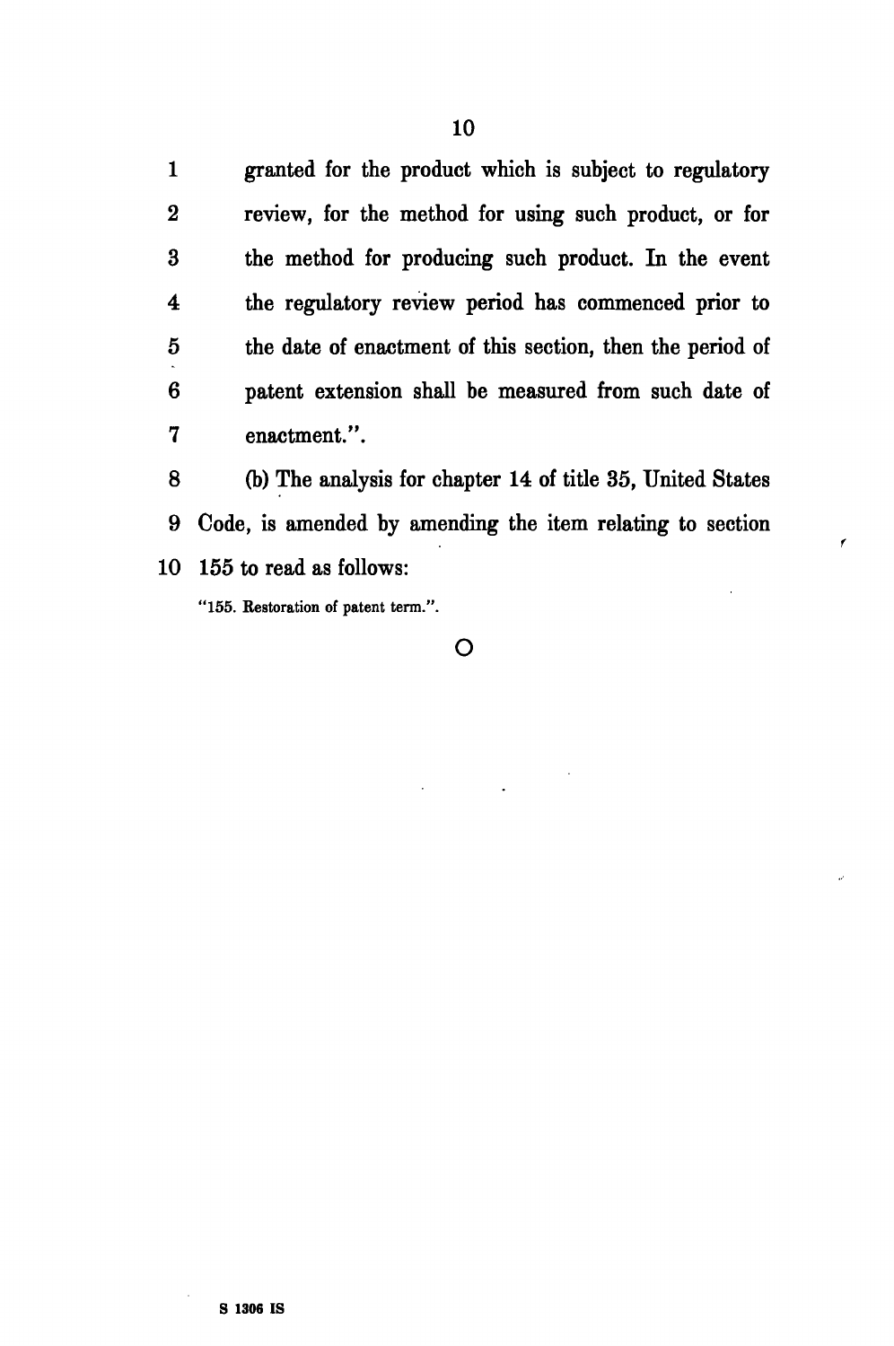granted for the product which is subject to regulatory review, for the method for using such product, or for the method for producing such product. In the event the regulatory review period has commenced prior to the date of enactment of this section, then the period of patent extension shall be measured from such date of enactment.".

(b) The analysis for chapter 14 of title 35, United States Code, is amended by amending the item relating to section 155 to read as follows:

"155. Restoration of patent term.".

O

S 1306 IS